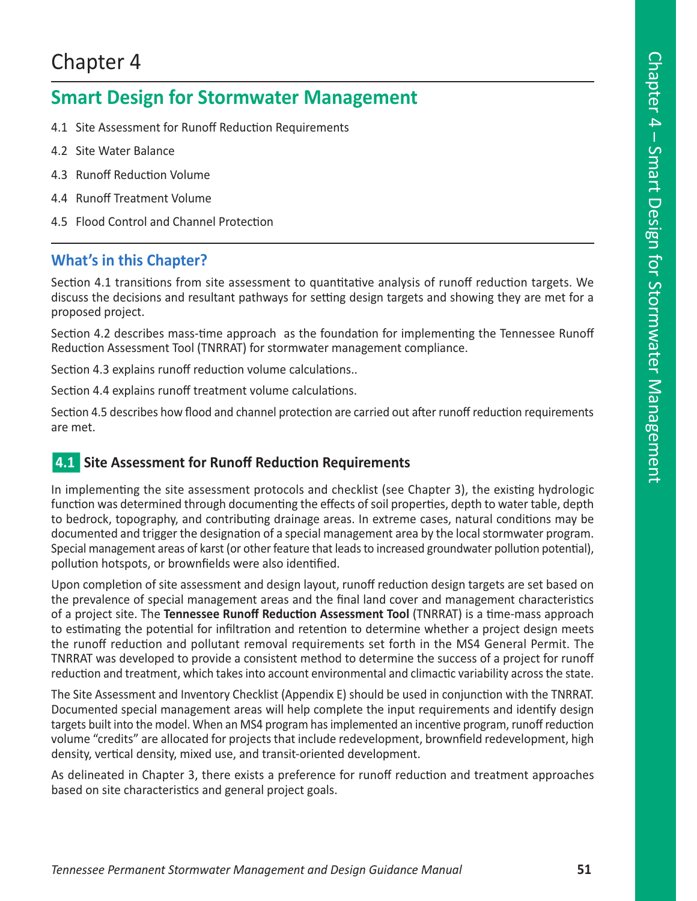Chapter 4

# Smart Design for Stormwater Management

4.1 Site Assessment for Runoff Reduction Requirements

4.2 Site Water Balance

4.3 Runoff Reduction Volume

4.4 Runoff Treatment Volume

4.5 Flood Control and Channel Protection

## What's in this Chapter?

Section 4.1 transitions from site assessment to quantitative analysis of runoff reduction targets. We discuss the decisions and resultant pathways for setting design targets and showing they are met for a proposed project.

Section 4.2 describes mass-time approach  as the foundation for implementing the Tennessee Runoff Reduction Assessment Tool (TNRRAT) for stormwater management compliance.

Section 4.3 explains runoff reduction volume calculations..

Section 4.4 explains runoff treatment volume calculations.

Section 4.5 describes how flood and channel protection are carried out after runoff reduction requirements are met.

## 4.1 Site Assessment for Runoff Reduction Requirements

In implementing the site assessment protocols and checklist (see Chapter 3), the existing hydrologic function was determined through documenting the effects of soil properties, depth to water table, depth to bedrock, topography, and contributing drainage areas. In extreme cases, natural conditions may be documented and trigger the designation of a special management area by the local stormwater program. Special management areas of karst (or other feature that leads to increased groundwater pollution potential), pollution hotspots, or brownfields were also identified.

Upon completion of site assessment and design layout, runoff reduction design targets are set based on the prevalence of special management areas and the final land cover and management characteristics of a project site. The **Tennessee Runoff Reduction Assessment Tool** (TNRRAT) is a time-mass approach to estimating the potential for infiltration and retention to determine whether a project design meets the runoff reduction and pollutant removal requirements set forth in the MS4 General Permit. The TNRRAT was developed to provide a consistent method to determine the success of a project for runoff reduction and treatment, which takes into account environmental and climactic variability across the state.

The Site Assessment and Inventory Checklist (Appendix E) should be used in conjunction with the TNRRAT. Documented special management areas will help complete the input requirements and identify design targets built into the model. When an MS4 program has implemented an incentive program, runoff reduction volume "credits" are allocated for projects that include redevelopment, brownfield redevelopment, high density, vertical density, mixed use, and transit-oriented development.

As delineated in Chapter 3, there exists a preference for runoff reduction and treatment approaches based on site characteristics and general project goals.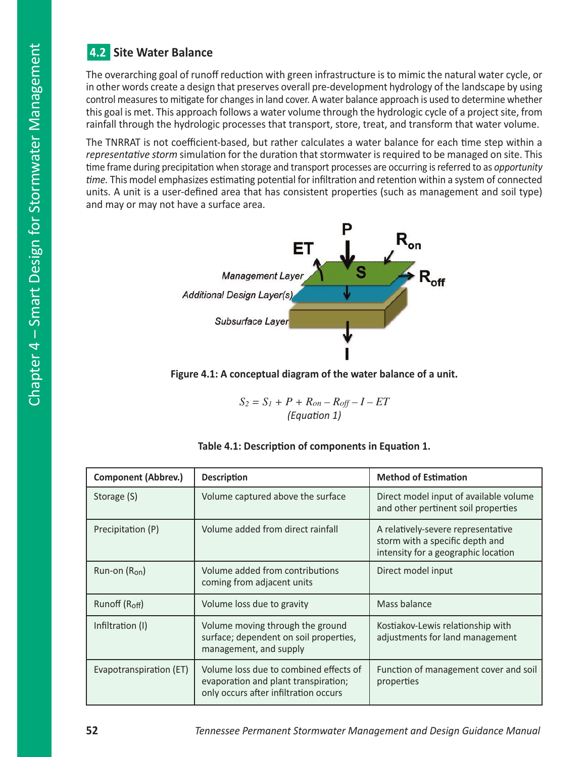## 4.2 Site Water Balance

The overarching goal of runoff reduction with green infrastructure is to mimic the natural water cycle, or in other words create a design that preserves overall pre-development hydrology of the landscape by using control measures to mitigate for changes in land cover. A water balance approach is used to determine whether this goal is met. This approach follows a water volume through the hydrologic cycle of a project site, from rainfall through the hydrologic processes that transport, store, treat, and transform that water volume.

The TNRRAT is not coefficient-based, but rather calculates a water balance for each time step within a *representative storm* simulation for the duration that stormwater is required to be managed on site. This time frame during precipitation when storage and transport processes are occurring is referred to as *opportunity time.* This model emphasizes estimating potential for infiltration and retention within a system of connected units. A unit is a user-defined area that has consistent properties (such as management and soil type) and may or may not have a surface area.

**Figure 4.1: A conceptual diagram of the water balance of a unit.**

$$S_2 = S_1 + P + R_{on} - R_{off} - I - ET$$

*(Equation 1)*

**Table 4.1: Description of components in Equation 1.**

| Component (Abbrev.) | Description | Method of Estimation |
|---|---|---|
| Storage (S) | Volume captured above the surface | Direct model input of available volume and other pertinent soil properties |
| Precipitation (P) | Volume added from direct rainfall | A relatively-severe representative storm with a specific depth and intensity for a geographic location |
| Run-on ($R_{on}$) | Volume added from contributions coming from adjacent units | Direct model input |
| Runoff ($R_{off}$) | Volume loss due to gravity | Mass balance |
| Infiltration (I) | Volume moving through the ground surface; dependent on soil properties, management, and supply | Kostiakov-Lewis relationship with adjustments for land management |
| Evapotranspiration (ET) | Volume loss due to combined effects of evaporation and plant transpiration; only occurs after infiltration occurs | Function of management cover and soil properties |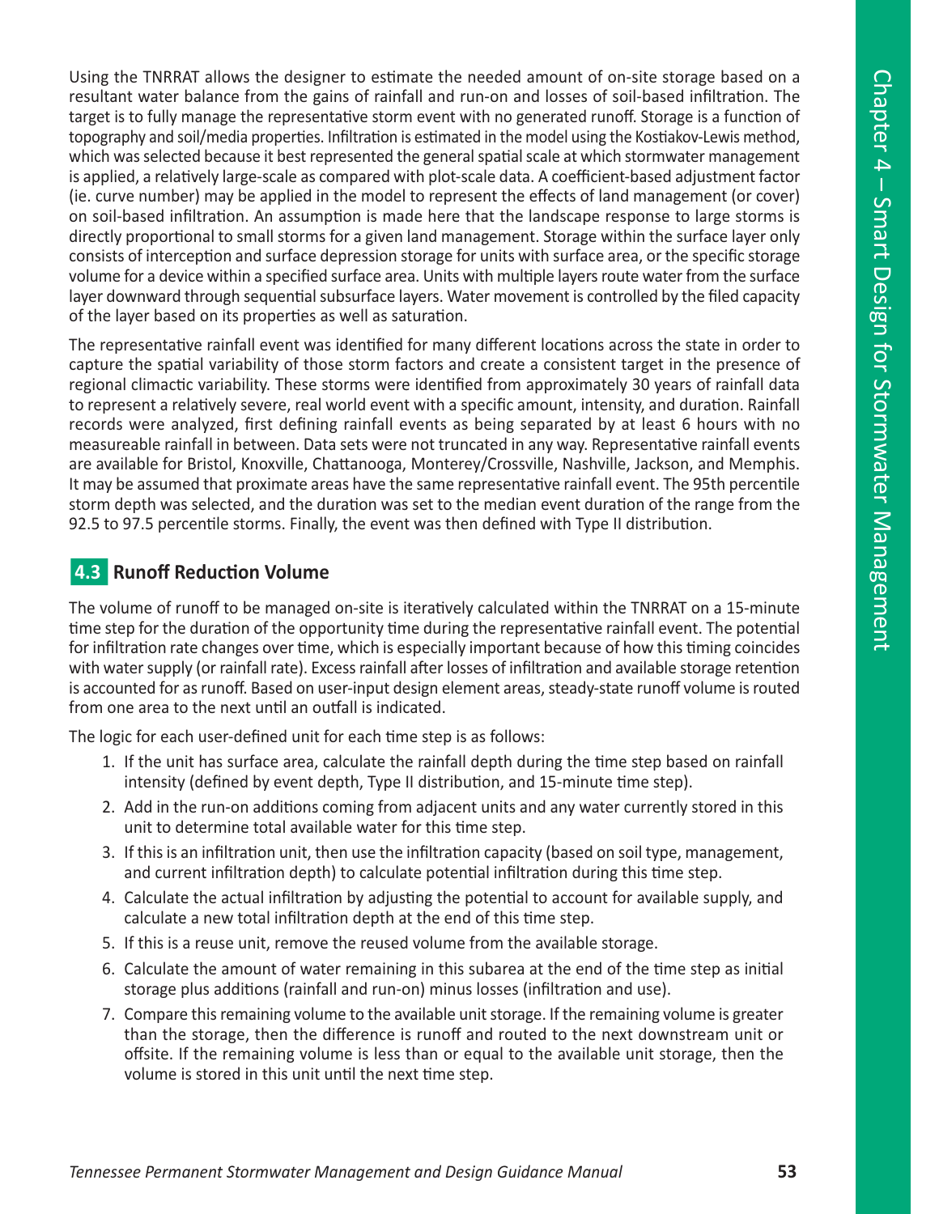Using the TNRRAT allows the designer to estimate the needed amount of on-site storage based on a resultant water balance from the gains of rainfall and run-on and losses of soil-based infiltration. The target is to fully manage the representative storm event with no generated runoff. Storage is a function of topography and soil/media properties. Infiltration is estimated in the model using the Kostiakov-Lewis method, which was selected because it best represented the general spatial scale at which stormwater management is applied, a relatively large-scale as compared with plot-scale data. A coefficient-based adjustment factor (ie. curve number) may be applied in the model to represent the effects of land management (or cover) on soil-based infiltration. An assumption is made here that the landscape response to large storms is directly proportional to small storms for a given land management. Storage within the surface layer only consists of interception and surface depression storage for units with surface area, or the specific storage volume for a device within a specified surface area. Units with multiple layers route water from the surface layer downward through sequential subsurface layers. Water movement is controlled by the filed capacity of the layer based on its properties as well as saturation.

The representative rainfall event was identified for many different locations across the state in order to capture the spatial variability of those storm factors and create a consistent target in the presence of regional climactic variability. These storms were identified from approximately 30 years of rainfall data to represent a relatively severe, real world event with a specific amount, intensity, and duration. Rainfall records were analyzed, first defining rainfall events as being separated by at least 6 hours with no measureable rainfall in between. Data sets were not truncated in any way. Representative rainfall events are available for Bristol, Knoxville, Chattanooga, Monterey/Crossville, Nashville, Jackson, and Memphis. It may be assumed that proximate areas have the same representative rainfall event. The 95th percentile storm depth was selected, and the duration was set to the median event duration of the range from the 92.5 to 97.5 percentile storms. Finally, the event was then defined with Type II distribution.

## 4.3 Runoff Reduction Volume

The volume of runoff to be managed on-site is iteratively calculated within the TNRRAT on a 15-minute time step for the duration of the opportunity time during the representative rainfall event. The potential for infiltration rate changes over time, which is especially important because of how this timing coincides with water supply (or rainfall rate). Excess rainfall after losses of infiltration and available storage retention is accounted for as runoff. Based on user-input design element areas, steady-state runoff volume is routed from one area to the next until an outfall is indicated.

The logic for each user-defined unit for each time step is as follows:

1. If the unit has surface area, calculate the rainfall depth during the time step based on rainfall intensity (defined by event depth, Type II distribution, and 15-minute time step).
2. Add in the run-on additions coming from adjacent units and any water currently stored in this unit to determine total available water for this time step.
3. If this is an infiltration unit, then use the infiltration capacity (based on soil type, management, and current infiltration depth) to calculate potential infiltration during this time step.
4. Calculate the actual infiltration by adjusting the potential to account for available supply, and calculate a new total infiltration depth at the end of this time step.
5. If this is a reuse unit, remove the reused volume from the available storage.
6. Calculate the amount of water remaining in this subarea at the end of the time step as initial storage plus additions (rainfall and run-on) minus losses (infiltration and use).
7. Compare this remaining volume to the available unit storage. If the remaining volume is greater than the storage, then the difference is runoff and routed to the next downstream unit or offsite. If the remaining volume is less than or equal to the available unit storage, then the volume is stored in this unit until the next time step.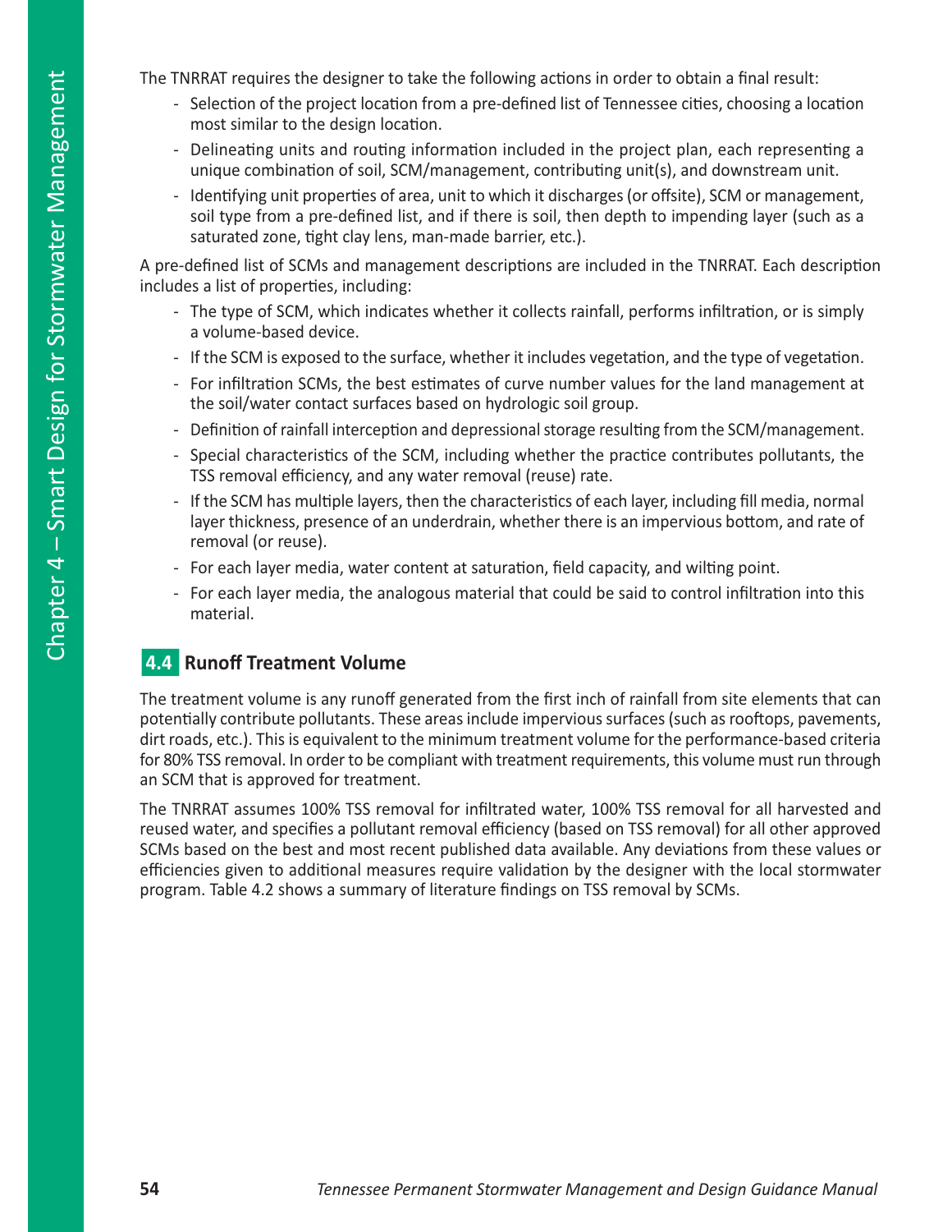The TNRRAT requires the designer to take the following actions in order to obtain a final result:

- Selection of the project location from a pre-defined list of Tennessee cities, choosing a location most similar to the design location.
- Delineating units and routing information included in the project plan, each representing a unique combination of soil, SCM/management, contributing unit(s), and downstream unit.
- Identifying unit properties of area, unit to which it discharges (or offsite), SCM or management, soil type from a pre-defined list, and if there is soil, then depth to impending layer (such as a saturated zone, tight clay lens, man-made barrier, etc.).

A pre-defined list of SCMs and management descriptions are included in the TNRRAT. Each description includes a list of properties, including:

- The type of SCM, which indicates whether it collects rainfall, performs infiltration, or is simply a volume-based device.
- If the SCM is exposed to the surface, whether it includes vegetation, and the type of vegetation.
- For infiltration SCMs, the best estimates of curve number values for the land management at the soil/water contact surfaces based on hydrologic soil group.
- Definition of rainfall interception and depressional storage resulting from the SCM/management.
- Special characteristics of the SCM, including whether the practice contributes pollutants, the TSS removal efficiency, and any water removal (reuse) rate.
- If the SCM has multiple layers, then the characteristics of each layer, including fill media, normal layer thickness, presence of an underdrain, whether there is an impervious bottom, and rate of removal (or reuse).
- For each layer media, water content at saturation, field capacity, and wilting point.
- For each layer media, the analogous material that could be said to control infiltration into this material.

## 4.4 Runoff Treatment Volume

The treatment volume is any runoff generated from the first inch of rainfall from site elements that can potentially contribute pollutants. These areas include impervious surfaces (such as rooftops, pavements, dirt roads, etc.). This is equivalent to the minimum treatment volume for the performance-based criteria for 80% TSS removal. In order to be compliant with treatment requirements, this volume must run through an SCM that is approved for treatment.

The TNRRAT assumes 100% TSS removal for infiltrated water, 100% TSS removal for all harvested and reused water, and specifies a pollutant removal efficiency (based on TSS removal) for all other approved SCMs based on the best and most recent published data available. Any deviations from these values or efficiencies given to additional measures require validation by the designer with the local stormwater program. Table 4.2 shows a summary of literature findings on TSS removal by SCMs.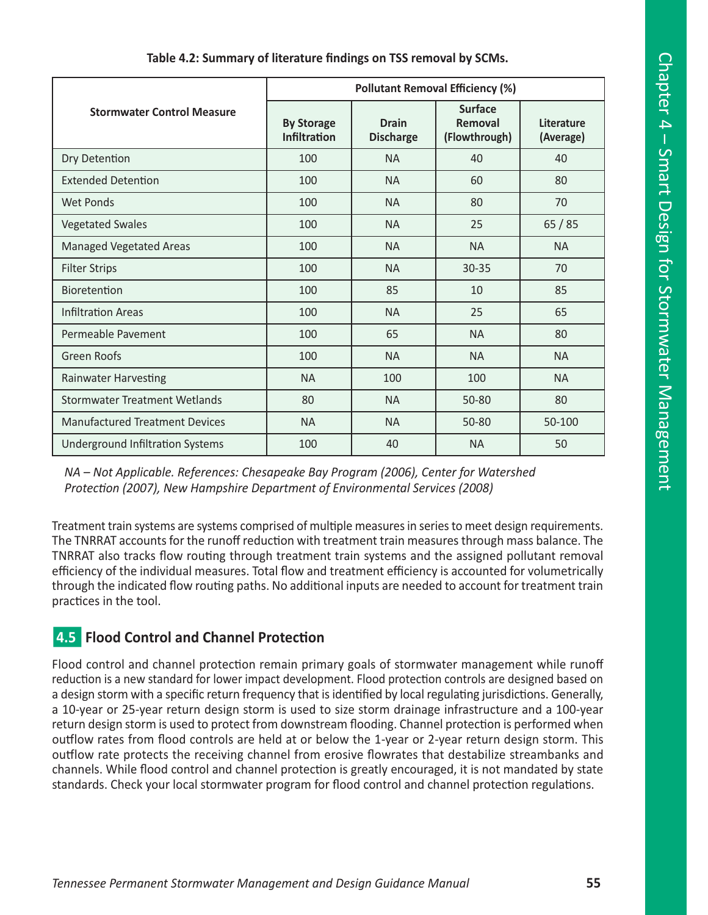**Table 4.2: Summary of literature findings on TSS removal by SCMs.**

| Stormwater Control Measure | Pollutant Removal Efficiency (%) | | | |
|---|---|---|---|---|
| | By Storage Infiltration | Drain Discharge | Surface Removal (Flowthrough) | Literature (Average) |
| Dry Detention | 100 | NA | 40 | 40 |
| Extended Detention | 100 | NA | 60 | 80 |
| Wet Ponds | 100 | NA | 80 | 70 |
| Vegetated Swales | 100 | NA | 25 | 65 / 85 |
| Managed Vegetated Areas | 100 | NA | NA | NA |
| Filter Strips | 100 | NA | 30-35 | 70 |
| Bioretention | 100 | 85 | 10 | 85 |
| Infiltration Areas | 100 | NA | 25 | 65 |
| Permeable Pavement | 100 | 65 | NA | 80 |
| Green Roofs | 100 | NA | NA | NA |
| Rainwater Harvesting | NA | 100 | 100 | NA |
| Stormwater Treatment Wetlands | 80 | NA | 50-80 | 80 |
| Manufactured Treatment Devices | NA | NA | 50-80 | 50-100 |
| Underground Infiltration Systems | 100 | 40 | NA | 50 |

*NA – Not Applicable. References: Chesapeake Bay Program (2006), Center for Watershed Protection (2007), New Hampshire Department of Environmental Services (2008)*

Treatment train systems are systems comprised of multiple measures in series to meet design requirements. The TNRRAT accounts for the runoff reduction with treatment train measures through mass balance. The TNRRAT also tracks flow routing through treatment train systems and the assigned pollutant removal efficiency of the individual measures. Total flow and treatment efficiency is accounted for volumetrically through the indicated flow routing paths. No additional inputs are needed to account for treatment train practices in the tool.

## 4.5 Flood Control and Channel Protection

Flood control and channel protection remain primary goals of stormwater management while runoff reduction is a new standard for lower impact development. Flood protection controls are designed based on a design storm with a specific return frequency that is identified by local regulating jurisdictions. Generally, a 10-year or 25-year return design storm is used to size storm drainage infrastructure and a 100-year return design storm is used to protect from downstream flooding. Channel protection is performed when outflow rates from flood controls are held at or below the 1-year or 2-year return design storm. This outflow rate protects the receiving channel from erosive flowrates that destabilize streambanks and channels. While flood control and channel protection is greatly encouraged, it is not mandated by state standards. Check your local stormwater program for flood control and channel protection regulations.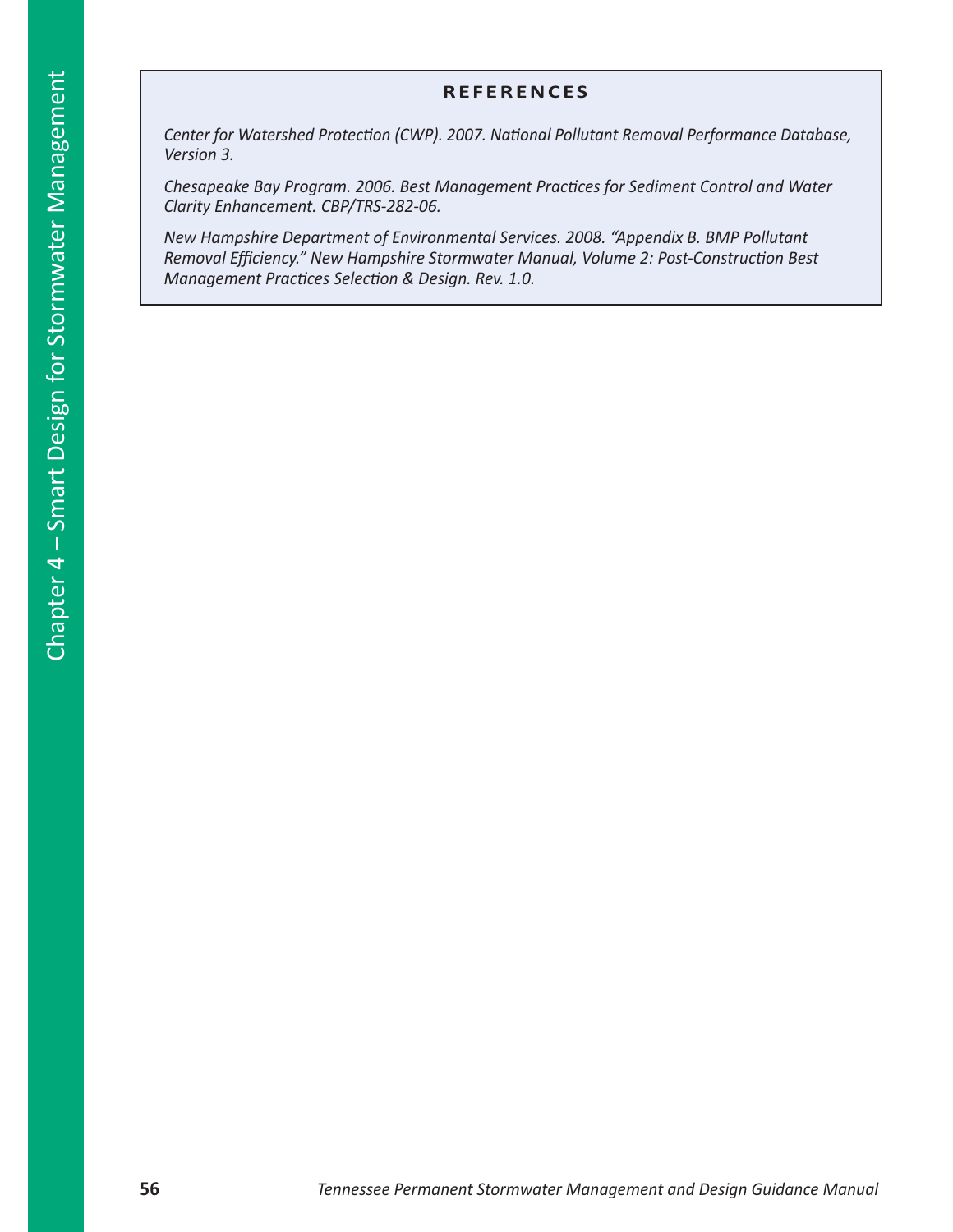## REFERENCES

*Center for Watershed Protection (CWP). 2007. National Pollutant Removal Performance Database, Version 3.*

*Chesapeake Bay Program. 2006. Best Management Practices for Sediment Control and Water Clarity Enhancement. CBP/TRS-282-06.*

*New Hampshire Department of Environmental Services. 2008. "Appendix B. BMP Pollutant Removal Efficiency." New Hampshire Stormwater Manual, Volume 2: Post-Construction Best Management Practices Selection & Design. Rev. 1.0.*